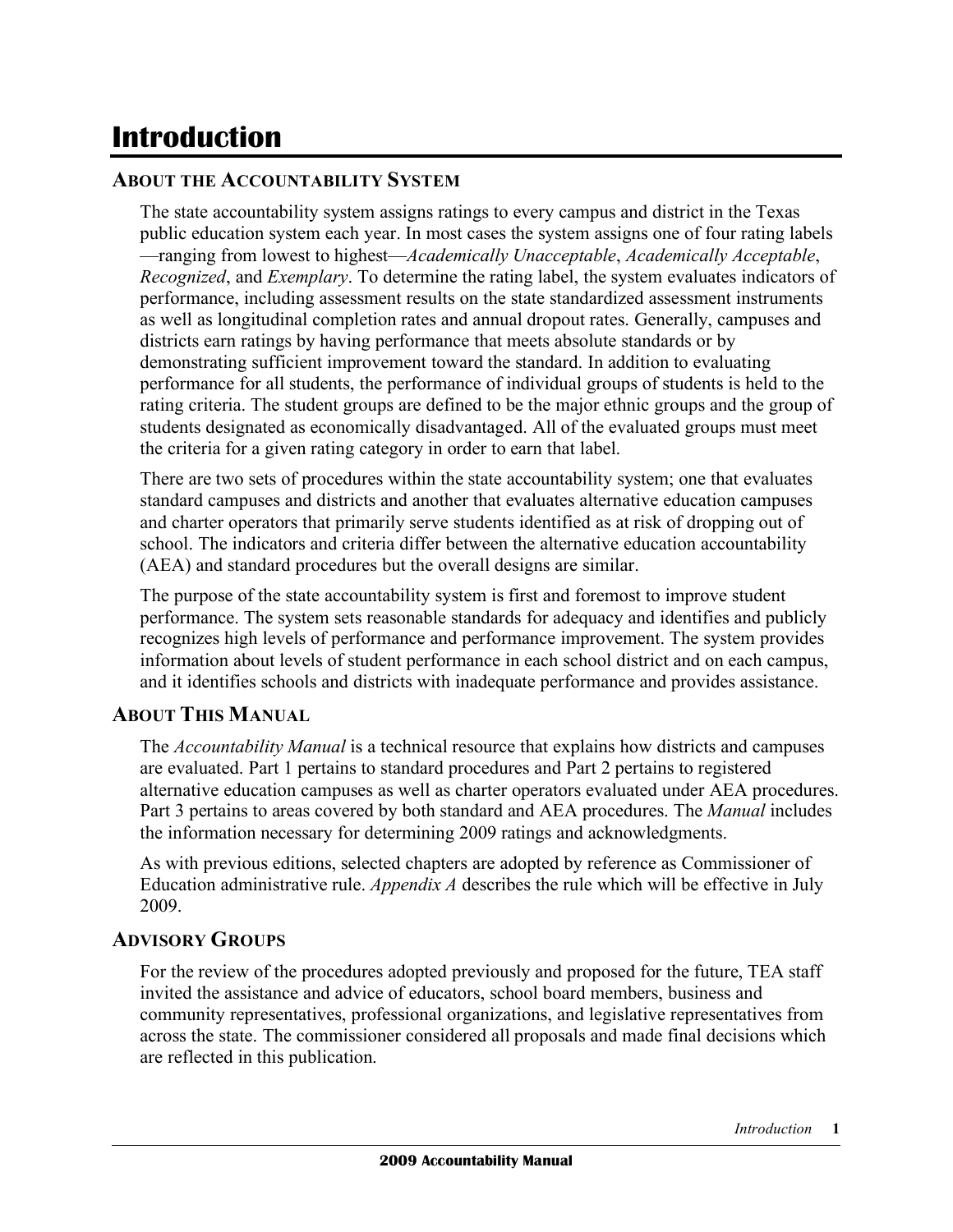# Introduction

## About the Accountability System

The state accountability system assigns ratings to every campus and district in the Texas public education system each year. In most cases the system assigns one of four rating labels —ranging from lowest to highest—*Academically Unacceptable*, *Academically Acceptable*, *Recognized*, and *Exemplary*. To determine the rating label, the system evaluates indicators of performance, including assessment results on the state standardized assessment instruments as well as longitudinal completion rates and annual dropout rates. Generally, campuses and districts earn ratings by having performance that meets absolute standards or by demonstrating sufficient improvement toward the standard. In addition to evaluating performance for all students, the performance of individual groups of students is held to the rating criteria. The student groups are defined to be the major ethnic groups and the group of students designated as economically disadvantaged. All of the evaluated groups must meet the criteria for a given rating category in order to earn that label.

There are two sets of procedures within the state accountability system; one that evaluates standard campuses and districts and another that evaluates alternative education campuses and charter operators that primarily serve students identified as at risk of dropping out of school. The indicators and criteria differ between the alternative education accountability (AEA) and standard procedures but the overall designs are similar.

The purpose of the state accountability system is first and foremost to improve student performance. The system sets reasonable standards for adequacy and identifies and publicly recognizes high levels of performance and performance improvement. The system provides information about levels of student performance in each school district and on each campus, and it identifies schools and districts with inadequate performance and provides assistance.

## About This Manual

The *Accountability Manual* is a technical resource that explains how districts and campuses are evaluated. Part 1 pertains to standard procedures and Part 2 pertains to registered alternative education campuses as well as charter operators evaluated under AEA procedures. Part 3 pertains to areas covered by both standard and AEA procedures. The *Manual* includes the information necessary for determining 2009 ratings and acknowledgments.

As with previous editions, selected chapters are adopted by reference as Commissioner of Education administrative rule. *Appendix A* describes the rule which will be effective in July 2009.

## Advisory Groups

For the review of the procedures adopted previously and proposed for the future, TEA staff invited the assistance and advice of educators, school board members, business and community representatives, professional organizations, and legislative representatives from across the state. The commissioner considered all proposals and made final decisions which are reflected in this publication.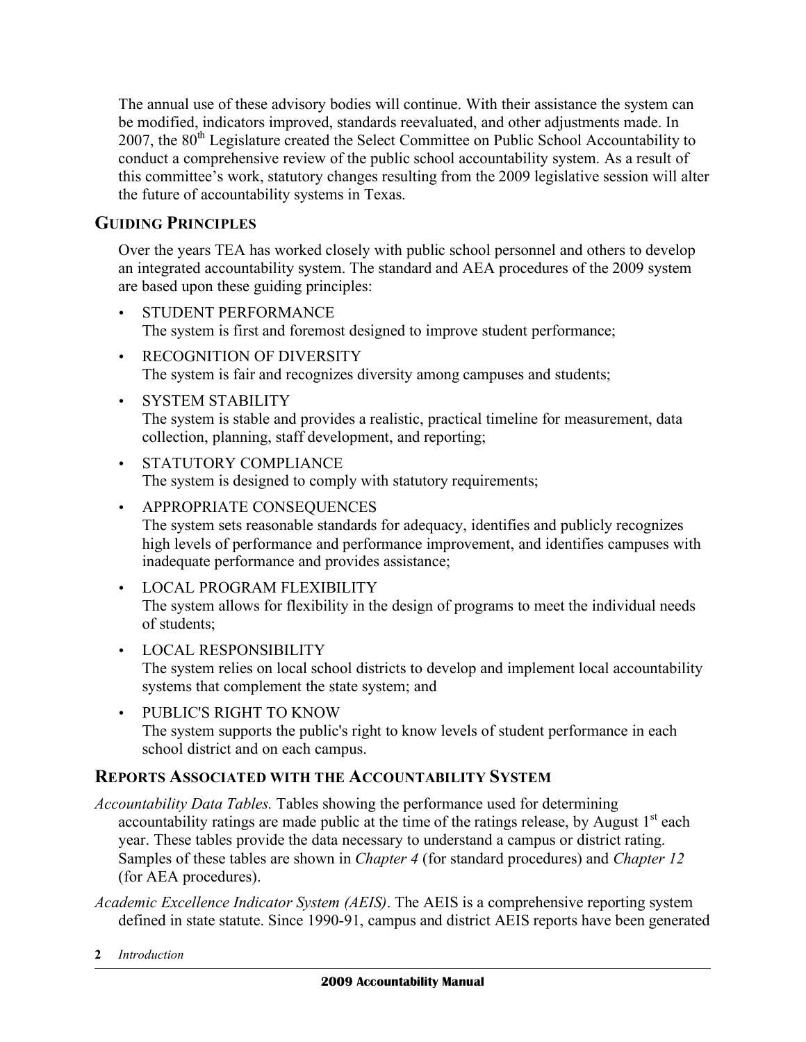The annual use of these advisory bodies will continue. With their assistance the system can be modified, indicators improved, standards reevaluated, and other adjustments made. In 2007, the 80th Legislature created the Select Committee on Public School Accountability to conduct a comprehensive review of the public school accountability system. As a result of this committee's work, statutory changes resulting from the 2009 legislative session will alter the future of accountability systems in Texas.

## GUIDING PRINCIPLES

Over the years TEA has worked closely with public school personnel and others to develop an integrated accountability system. The standard and AEA procedures of the 2009 system are based upon these guiding principles:

- STUDENT PERFORMANCE
  The system is first and foremost designed to improve student performance;
- RECOGNITION OF DIVERSITY
  The system is fair and recognizes diversity among campuses and students;
- SYSTEM STABILITY
  The system is stable and provides a realistic, practical timeline for measurement, data collection, planning, staff development, and reporting;
- STATUTORY COMPLIANCE
  The system is designed to comply with statutory requirements;
- APPROPRIATE CONSEQUENCES
  The system sets reasonable standards for adequacy, identifies and publicly recognizes high levels of performance and performance improvement, and identifies campuses with inadequate performance and provides assistance;
- LOCAL PROGRAM FLEXIBILITY
  The system allows for flexibility in the design of programs to meet the individual needs of students;
- LOCAL RESPONSIBILITY
  The system relies on local school districts to develop and implement local accountability systems that complement the state system; and
- PUBLIC'S RIGHT TO KNOW
  The system supports the public's right to know levels of student performance in each school district and on each campus.

## REPORTS ASSOCIATED WITH THE ACCOUNTABILITY SYSTEM

*Accountability Data Tables.* Tables showing the performance used for determining accountability ratings are made public at the time of the ratings release, by August 1st each year. These tables provide the data necessary to understand a campus or district rating. Samples of these tables are shown in *Chapter 4* (for standard procedures) and *Chapter 12* (for AEA procedures).

*Academic Excellence Indicator System (AEIS)*. The AEIS is a comprehensive reporting system defined in state statute. Since 1990-91, campus and district AEIS reports have been generated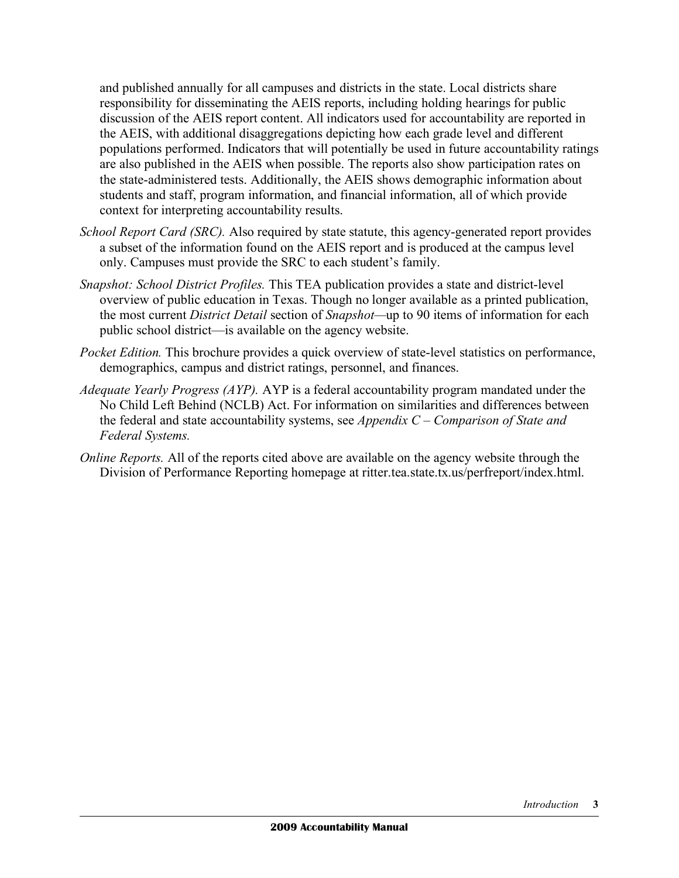and published annually for all campuses and districts in the state. Local districts share responsibility for disseminating the AEIS reports, including holding hearings for public discussion of the AEIS report content. All indicators used for accountability are reported in the AEIS, with additional disaggregations depicting how each grade level and different populations performed. Indicators that will potentially be used in future accountability ratings are also published in the AEIS when possible. The reports also show participation rates on the state-administered tests. Additionally, the AEIS shows demographic information about students and staff, program information, and financial information, all of which provide context for interpreting accountability results.

*School Report Card (SRC).* Also required by state statute, this agency-generated report provides a subset of the information found on the AEIS report and is produced at the campus level only. Campuses must provide the SRC to each student's family.

*Snapshot: School District Profiles.* This TEA publication provides a state and district-level overview of public education in Texas. Though no longer available as a printed publication, the most current *District Detail* section of *Snapshot*—up to 90 items of information for each public school district—is available on the agency website.

*Pocket Edition.* This brochure provides a quick overview of state-level statistics on performance, demographics, campus and district ratings, personnel, and finances.

*Adequate Yearly Progress (AYP).* AYP is a federal accountability program mandated under the No Child Left Behind (NCLB) Act. For information on similarities and differences between the federal and state accountability systems, see *Appendix C – Comparison of State and Federal Systems.*

*Online Reports.* All of the reports cited above are available on the agency website through the Division of Performance Reporting homepage at ritter.tea.state.tx.us/perfreport/index.html.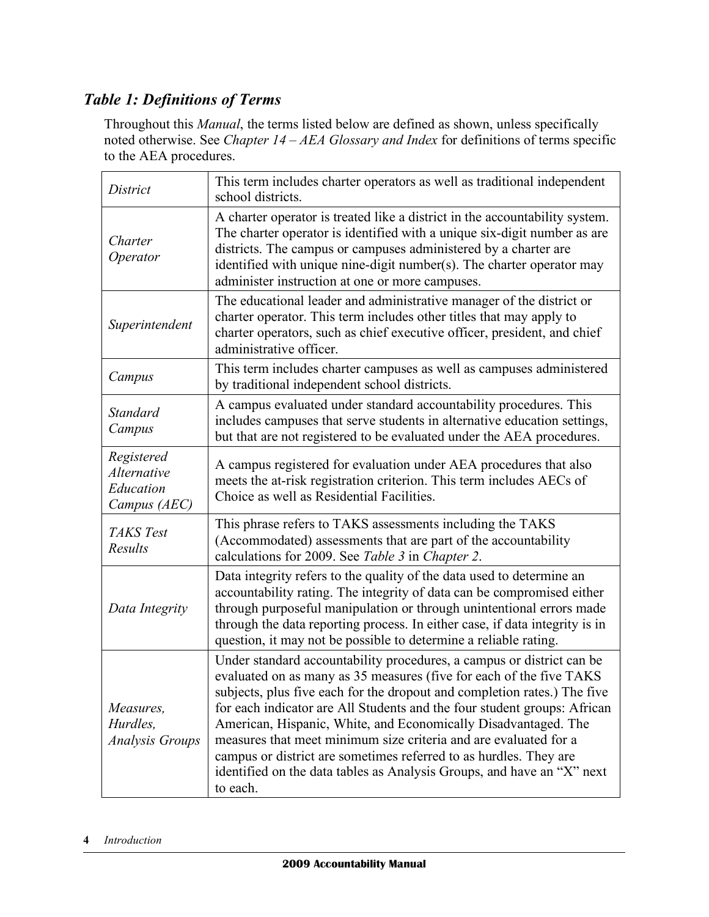## *Table 1: Definitions of Terms*

Throughout this *Manual*, the terms listed below are defined as shown, unless specifically noted otherwise. See *Chapter 14 – AEA Glossary and Index* for definitions of terms specific to the AEA procedures.

| | |
|---|---|
| *District* | This term includes charter operators as well as traditional independent school districts. |
| *Charter Operator* | A charter operator is treated like a district in the accountability system. The charter operator is identified with a unique six-digit number as are districts. The campus or campuses administered by a charter are identified with unique nine-digit number(s). The charter operator may administer instruction at one or more campuses. |
| *Superintendent* | The educational leader and administrative manager of the district or charter operator. This term includes other titles that may apply to charter operators, such as chief executive officer, president, and chief administrative officer. |
| *Campus* | This term includes charter campuses as well as campuses administered by traditional independent school districts. |
| *Standard Campus* | A campus evaluated under standard accountability procedures. This includes campuses that serve students in alternative education settings, but that are not registered to be evaluated under the AEA procedures. |
| *Registered Alternative Education Campus (AEC)* | A campus registered for evaluation under AEA procedures that also meets the at-risk registration criterion. This term includes AECs of Choice as well as Residential Facilities. |
| *TAKS Test Results* | This phrase refers to TAKS assessments including the TAKS (Accommodated) assessments that are part of the accountability calculations for 2009. See *Table 3* in *Chapter 2*. |
| *Data Integrity* | Data integrity refers to the quality of the data used to determine an accountability rating. The integrity of data can be compromised either through purposeful manipulation or through unintentional errors made through the data reporting process. In either case, if data integrity is in question, it may not be possible to determine a reliable rating. |
| *Measures, Hurdles, Analysis Groups* | Under standard accountability procedures, a campus or district can be evaluated on as many as 35 measures (five for each of the five TAKS subjects, plus five each for the dropout and completion rates.) The five for each indicator are All Students and the four student groups: African American, Hispanic, White, and Economically Disadvantaged. The measures that meet minimum size criteria and are evaluated for a campus or district are sometimes referred to as hurdles. They are identified on the data tables as Analysis Groups, and have an "X" next to each. |